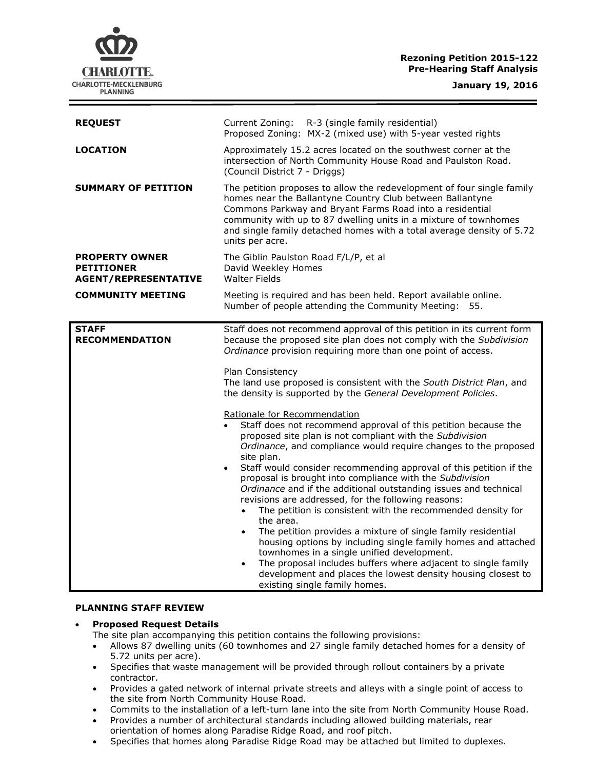**Rezoning Petition 2015-122**
**Pre-Hearing Staff Analysis**

**January 19, 2016**

| | |
|---|---|
| **REQUEST** | Current Zoning: R-3 (single family residential)<br>Proposed Zoning: MX-2 (mixed use) with 5-year vested rights |
| **LOCATION** | Approximately 15.2 acres located on the southwest corner at the intersection of North Community House Road and Paulston Road. (Council District 7 - Driggs) |
| **SUMMARY OF PETITION** | The petition proposes to allow the redevelopment of four single family homes near the Ballantyne Country Club between Ballantyne Commons Parkway and Bryant Farms Road into a residential community with up to 87 dwelling units in a mixture of townhomes and single family detached homes with a total average density of 5.72 units per acre. |
| **PROPERTY OWNER**<br>**PETITIONER**<br>**AGENT/REPRESENTATIVE** | The Giblin Paulston Road F/L/P, et al<br>David Weekley Homes<br>Walter Fields |
| **COMMUNITY MEETING** | Meeting is required and has been held. Report available online.<br>Number of people attending the Community Meeting: 55. |

**STAFF RECOMMENDATION**

Staff does not recommend approval of this petition in its current form because the proposed site plan does not comply with the *Subdivision Ordinance* provision requiring more than one point of access.

Plan Consistency

The land use proposed is consistent with the *South District Plan*, and the density is supported by the *General Development Policies*.

Rationale for Recommendation

- Staff does not recommend approval of this petition because the proposed site plan is not compliant with the *Subdivision Ordinance*, and compliance would require changes to the proposed site plan.
- Staff would consider recommending approval of this petition if the proposal is brought into compliance with the *Subdivision Ordinance* and if the additional outstanding issues and technical revisions are addressed, for the following reasons:
  - The petition is consistent with the recommended density for the area.
  - The petition provides a mixture of single family residential housing options by including single family homes and attached townhomes in a single unified development.
  - The proposal includes buffers where adjacent to single family development and places the lowest density housing closest to existing single family homes.

**PLANNING STAFF REVIEW**

- **Proposed Request Details**

  The site plan accompanying this petition contains the following provisions:
  - Allows 87 dwelling units (60 townhomes and 27 single family detached homes for a density of 5.72 units per acre).
  - Specifies that waste management will be provided through rollout containers by a private contractor.
  - Provides a gated network of internal private streets and alleys with a single point of access to the site from North Community House Road.
  - Commits to the installation of a left-turn lane into the site from North Community House Road.
  - Provides a number of architectural standards including allowed building materials, rear orientation of homes along Paradise Ridge Road, and roof pitch.
  - Specifies that homes along Paradise Ridge Road may be attached but limited to duplexes.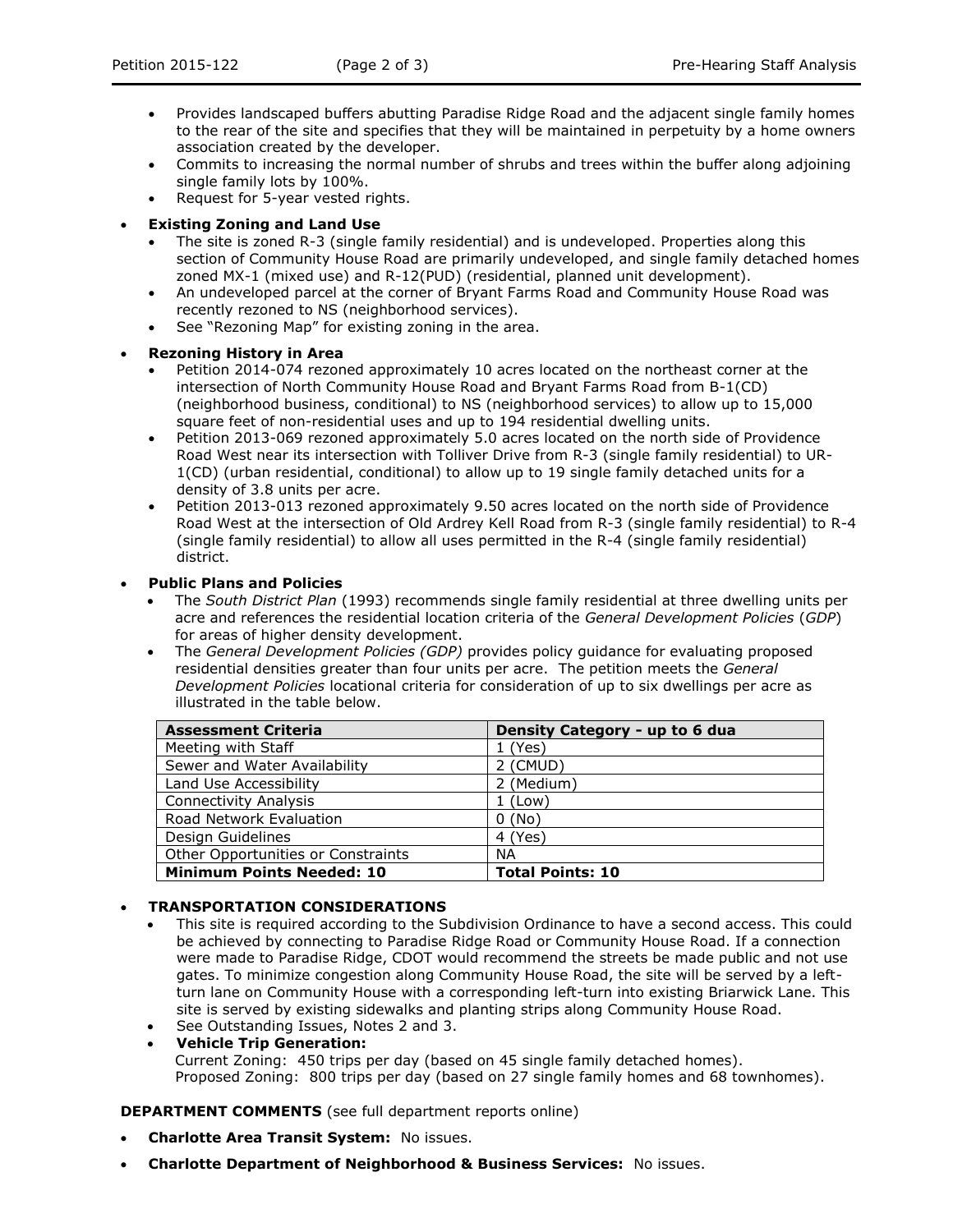- Provides landscaped buffers abutting Paradise Ridge Road and the adjacent single family homes to the rear of the site and specifies that they will be maintained in perpetuity by a home owners association created by the developer.
- Commits to increasing the normal number of shrubs and trees within the buffer along adjoining single family lots by 100%.
- Request for 5-year vested rights.

- **Existing Zoning and Land Use**
  - The site is zoned R-3 (single family residential) and is undeveloped. Properties along this section of Community House Road are primarily undeveloped, and single family detached homes zoned MX-1 (mixed use) and R-12(PUD) (residential, planned unit development).
  - An undeveloped parcel at the corner of Bryant Farms Road and Community House Road was recently rezoned to NS (neighborhood services).
  - See "Rezoning Map" for existing zoning in the area.

- **Rezoning History in Area**
  - Petition 2014-074 rezoned approximately 10 acres located on the northeast corner at the intersection of North Community House Road and Bryant Farms Road from B-1(CD) (neighborhood business, conditional) to NS (neighborhood services) to allow up to 15,000 square feet of non-residential uses and up to 194 residential dwelling units.
  - Petition 2013-069 rezoned approximately 5.0 acres located on the north side of Providence Road West near its intersection with Tolliver Drive from R-3 (single family residential) to UR-1(CD) (urban residential, conditional) to allow up to 19 single family detached units for a density of 3.8 units per acre.
  - Petition 2013-013 rezoned approximately 9.50 acres located on the north side of Providence Road West at the intersection of Old Ardrey Kell Road from R-3 (single family residential) to R-4 (single family residential) to allow all uses permitted in the R-4 (single family residential) district.

- **Public Plans and Policies**
  - The *South District Plan* (1993) recommends single family residential at three dwelling units per acre and references the residential location criteria of the *General Development Policies* (*GDP*) for areas of higher density development.
  - The *General Development Policies (GDP)* provides policy guidance for evaluating proposed residential densities greater than four units per acre. The petition meets the *General Development Policies* locational criteria for consideration of up to six dwellings per acre as illustrated in the table below.

| **Assessment Criteria** | **Density Category - up to 6 dua** |
|---|---|
| Meeting with Staff | 1 (Yes) |
| Sewer and Water Availability | 2 (CMUD) |
| Land Use Accessibility | 2 (Medium) |
| Connectivity Analysis | 1 (Low) |
| Road Network Evaluation | 0 (No) |
| Design Guidelines | 4 (Yes) |
| Other Opportunities or Constraints | NA |
| **Minimum Points Needed: 10** | **Total Points: 10** |

- **TRANSPORTATION CONSIDERATIONS**
  - This site is required according to the Subdivision Ordinance to have a second access. This could be achieved by connecting to Paradise Ridge Road or Community House Road. If a connection were made to Paradise Ridge, CDOT would recommend the streets be made public and not use gates. To minimize congestion along Community House Road, the site will be served by a left-turn lane on Community House with a corresponding left-turn into existing Briarwick Lane. This site is served by existing sidewalks and planting strips along Community House Road.
  - See Outstanding Issues, Notes 2 and 3.
  - **Vehicle Trip Generation:**
    Current Zoning: 450 trips per day (based on 45 single family detached homes).
    Proposed Zoning: 800 trips per day (based on 27 single family homes and 68 townhomes).

**DEPARTMENT COMMENTS** (see full department reports online)

- **Charlotte Area Transit System:** No issues.
- **Charlotte Department of Neighborhood & Business Services:** No issues.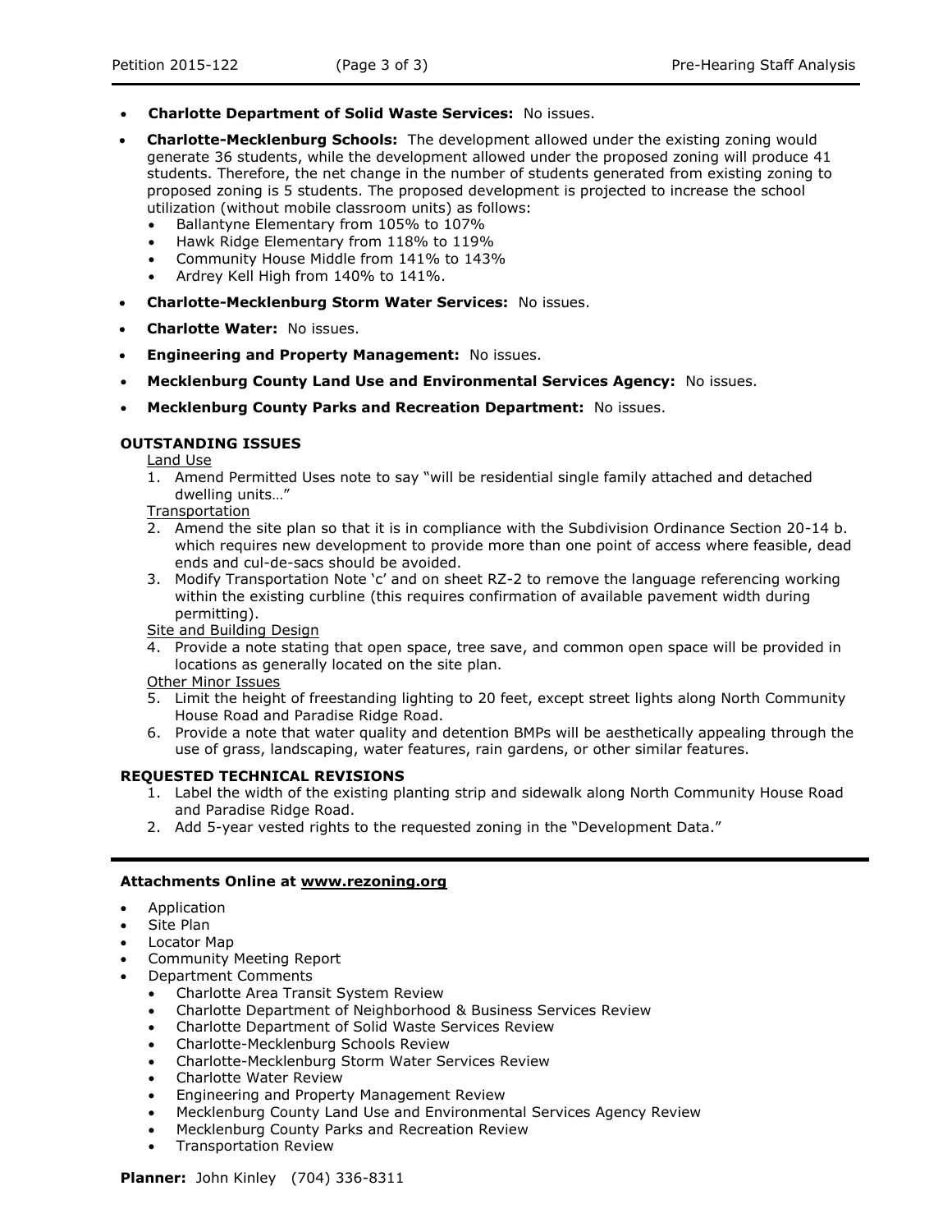- **Charlotte Department of Solid Waste Services:** No issues.
- **Charlotte-Mecklenburg Schools:** The development allowed under the existing zoning would generate 36 students, while the development allowed under the proposed zoning will produce 41 students. Therefore, the net change in the number of students generated from existing zoning to proposed zoning is 5 students. The proposed development is projected to increase the school utilization (without mobile classroom units) as follows:
  - Ballantyne Elementary from 105% to 107%
  - Hawk Ridge Elementary from 118% to 119%
  - Community House Middle from 141% to 143%
  - Ardrey Kell High from 140% to 141%.
- **Charlotte-Mecklenburg Storm Water Services:** No issues.
- **Charlotte Water:** No issues.
- **Engineering and Property Management:** No issues.
- **Mecklenburg County Land Use and Environmental Services Agency:** No issues.
- **Mecklenburg County Parks and Recreation Department:** No issues.

**OUTSTANDING ISSUES**

Land Use

1. Amend Permitted Uses note to say "will be residential single family attached and detached dwelling units…"

Transportation

2. Amend the site plan so that it is in compliance with the Subdivision Ordinance Section 20-14 b. which requires new development to provide more than one point of access where feasible, dead ends and cul-de-sacs should be avoided.
3. Modify Transportation Note 'c' and on sheet RZ-2 to remove the language referencing working within the existing curbline (this requires confirmation of available pavement width during permitting).

Site and Building Design

4. Provide a note stating that open space, tree save, and common open space will be provided in locations as generally located on the site plan.

Other Minor Issues

5. Limit the height of freestanding lighting to 20 feet, except street lights along North Community House Road and Paradise Ridge Road.
6. Provide a note that water quality and detention BMPs will be aesthetically appealing through the use of grass, landscaping, water features, rain gardens, or other similar features.

**REQUESTED TECHNICAL REVISIONS**

1. Label the width of the existing planting strip and sidewalk along North Community House Road and Paradise Ridge Road.
2. Add 5-year vested rights to the requested zoning in the "Development Data."

---

**Attachments Online at www.rezoning.org**

- Application
- Site Plan
- Locator Map
- Community Meeting Report
- Department Comments
  - Charlotte Area Transit System Review
  - Charlotte Department of Neighborhood & Business Services Review
  - Charlotte Department of Solid Waste Services Review
  - Charlotte-Mecklenburg Schools Review
  - Charlotte-Mecklenburg Storm Water Services Review
  - Charlotte Water Review
  - Engineering and Property Management Review
  - Mecklenburg County Land Use and Environmental Services Agency Review
  - Mecklenburg County Parks and Recreation Review
  - Transportation Review

**Planner:** John Kinley (704) 336-8311